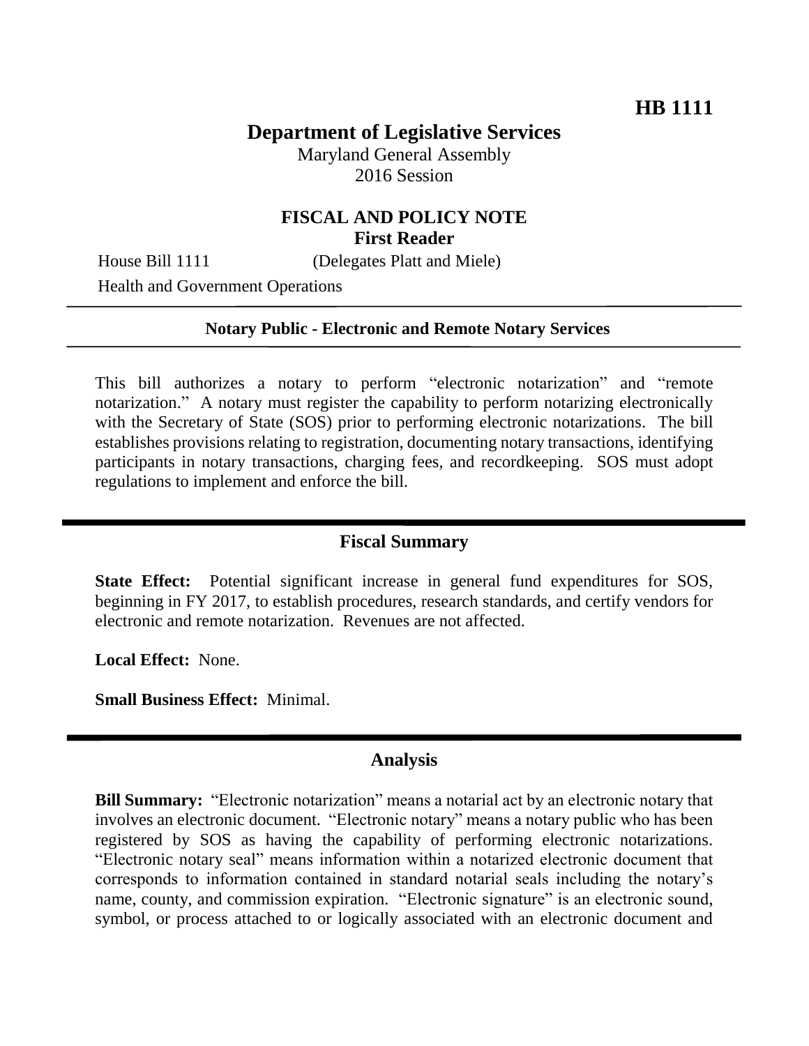**HB 1111**

# Department of Legislative Services

Maryland General Assembly
2016 Session

## FISCAL AND POLICY NOTE
**First Reader**

House Bill 1111 (Delegates Platt and Miele)
Health and Government Operations

**Notary Public - Electronic and Remote Notary Services**

This bill authorizes a notary to perform "electronic notarization" and "remote notarization." A notary must register the capability to perform notarizing electronically with the Secretary of State (SOS) prior to performing electronic notarizations. The bill establishes provisions relating to registration, documenting notary transactions, identifying participants in notary transactions, charging fees, and recordkeeping. SOS must adopt regulations to implement and enforce the bill.

## Fiscal Summary

**State Effect:** Potential significant increase in general fund expenditures for SOS, beginning in FY 2017, to establish procedures, research standards, and certify vendors for electronic and remote notarization. Revenues are not affected.

**Local Effect:** None.

**Small Business Effect:** Minimal.

## Analysis

**Bill Summary:** "Electronic notarization" means a notarial act by an electronic notary that involves an electronic document. "Electronic notary" means a notary public who has been registered by SOS as having the capability of performing electronic notarizations. "Electronic notary seal" means information within a notarized electronic document that corresponds to information contained in standard notarial seals including the notary's name, county, and commission expiration. "Electronic signature" is an electronic sound, symbol, or process attached to or logically associated with an electronic document and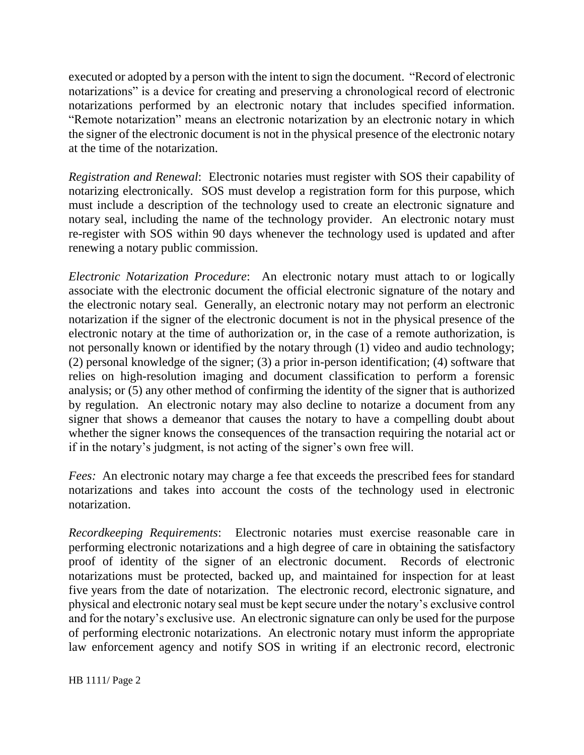executed or adopted by a person with the intent to sign the document. "Record of electronic notarizations" is a device for creating and preserving a chronological record of electronic notarizations performed by an electronic notary that includes specified information. "Remote notarization" means an electronic notarization by an electronic notary in which the signer of the electronic document is not in the physical presence of the electronic notary at the time of the notarization.

*Registration and Renewal*: Electronic notaries must register with SOS their capability of notarizing electronically. SOS must develop a registration form for this purpose, which must include a description of the technology used to create an electronic signature and notary seal, including the name of the technology provider. An electronic notary must re-register with SOS within 90 days whenever the technology used is updated and after renewing a notary public commission.

*Electronic Notarization Procedure*: An electronic notary must attach to or logically associate with the electronic document the official electronic signature of the notary and the electronic notary seal. Generally, an electronic notary may not perform an electronic notarization if the signer of the electronic document is not in the physical presence of the electronic notary at the time of authorization or, in the case of a remote authorization, is not personally known or identified by the notary through (1) video and audio technology; (2) personal knowledge of the signer; (3) a prior in-person identification; (4) software that relies on high-resolution imaging and document classification to perform a forensic analysis; or (5) any other method of confirming the identity of the signer that is authorized by regulation. An electronic notary may also decline to notarize a document from any signer that shows a demeanor that causes the notary to have a compelling doubt about whether the signer knows the consequences of the transaction requiring the notarial act or if in the notary's judgment, is not acting of the signer's own free will.

*Fees:* An electronic notary may charge a fee that exceeds the prescribed fees for standard notarizations and takes into account the costs of the technology used in electronic notarization.

*Recordkeeping Requirements*: Electronic notaries must exercise reasonable care in performing electronic notarizations and a high degree of care in obtaining the satisfactory proof of identity of the signer of an electronic document. Records of electronic notarizations must be protected, backed up, and maintained for inspection for at least five years from the date of notarization. The electronic record, electronic signature, and physical and electronic notary seal must be kept secure under the notary's exclusive control and for the notary's exclusive use. An electronic signature can only be used for the purpose of performing electronic notarizations. An electronic notary must inform the appropriate law enforcement agency and notify SOS in writing if an electronic record, electronic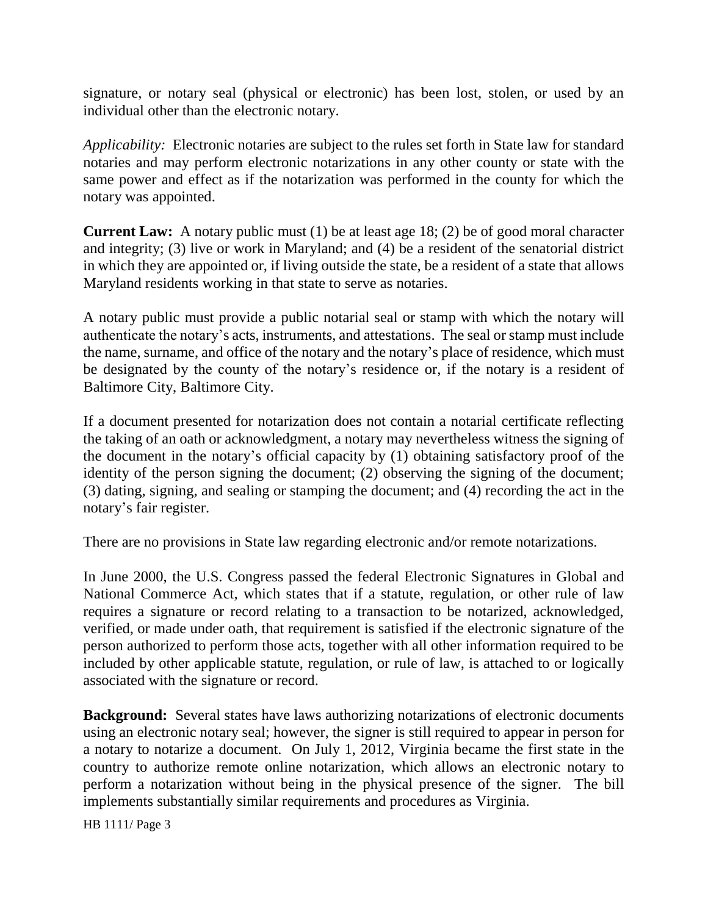signature, or notary seal (physical or electronic) has been lost, stolen, or used by an individual other than the electronic notary.

*Applicability:* Electronic notaries are subject to the rules set forth in State law for standard notaries and may perform electronic notarizations in any other county or state with the same power and effect as if the notarization was performed in the county for which the notary was appointed.

**Current Law:** A notary public must (1) be at least age 18; (2) be of good moral character and integrity; (3) live or work in Maryland; and (4) be a resident of the senatorial district in which they are appointed or, if living outside the state, be a resident of a state that allows Maryland residents working in that state to serve as notaries.

A notary public must provide a public notarial seal or stamp with which the notary will authenticate the notary's acts, instruments, and attestations. The seal or stamp must include the name, surname, and office of the notary and the notary's place of residence, which must be designated by the county of the notary's residence or, if the notary is a resident of Baltimore City, Baltimore City.

If a document presented for notarization does not contain a notarial certificate reflecting the taking of an oath or acknowledgment, a notary may nevertheless witness the signing of the document in the notary's official capacity by (1) obtaining satisfactory proof of the identity of the person signing the document; (2) observing the signing of the document; (3) dating, signing, and sealing or stamping the document; and (4) recording the act in the notary's fair register.

There are no provisions in State law regarding electronic and/or remote notarizations.

In June 2000, the U.S. Congress passed the federal Electronic Signatures in Global and National Commerce Act, which states that if a statute, regulation, or other rule of law requires a signature or record relating to a transaction to be notarized, acknowledged, verified, or made under oath, that requirement is satisfied if the electronic signature of the person authorized to perform those acts, together with all other information required to be included by other applicable statute, regulation, or rule of law, is attached to or logically associated with the signature or record.

**Background:** Several states have laws authorizing notarizations of electronic documents using an electronic notary seal; however, the signer is still required to appear in person for a notary to notarize a document. On July 1, 2012, Virginia became the first state in the country to authorize remote online notarization, which allows an electronic notary to perform a notarization without being in the physical presence of the signer. The bill implements substantially similar requirements and procedures as Virginia.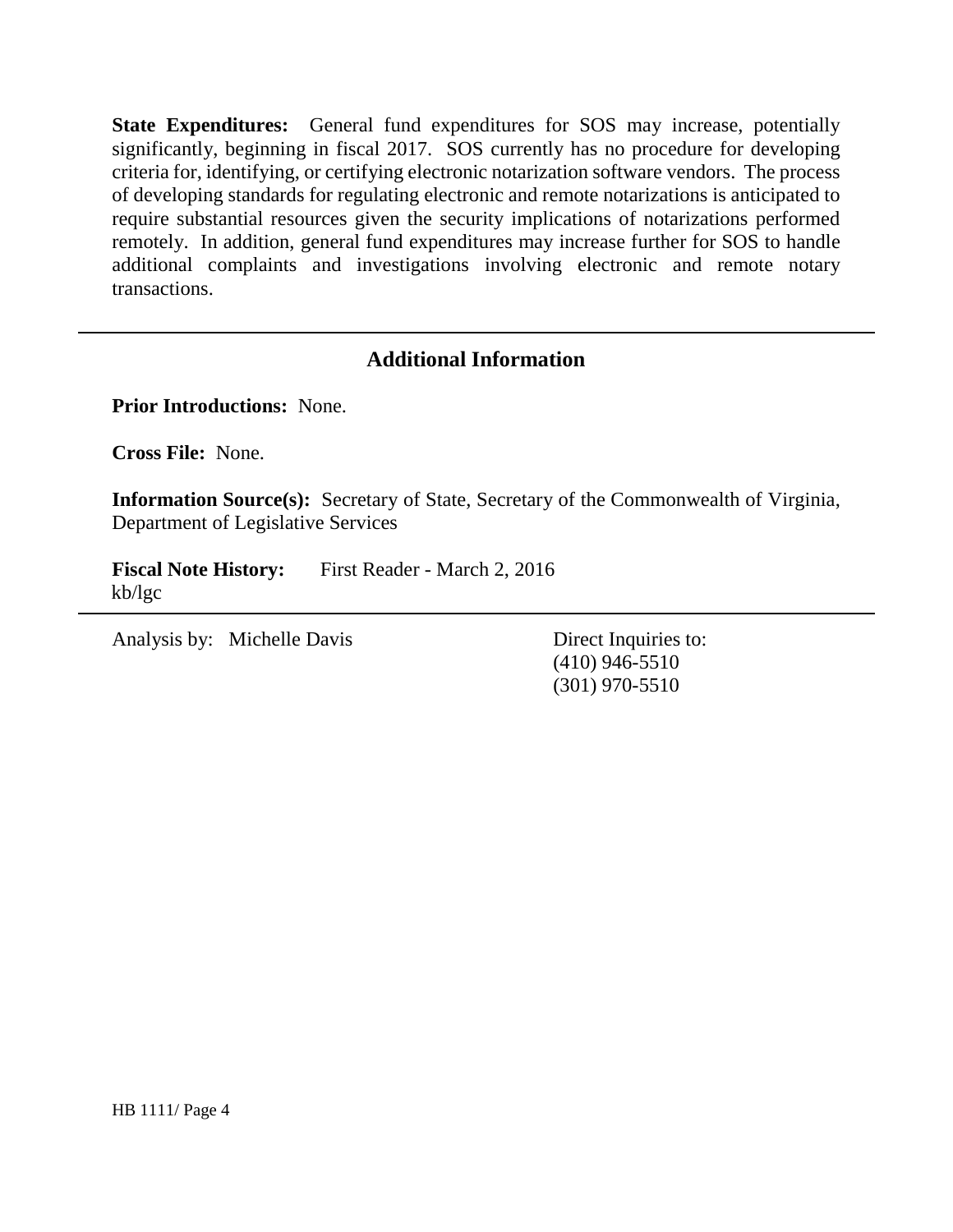**State Expenditures:** General fund expenditures for SOS may increase, potentially significantly, beginning in fiscal 2017. SOS currently has no procedure for developing criteria for, identifying, or certifying electronic notarization software vendors. The process of developing standards for regulating electronic and remote notarizations is anticipated to require substantial resources given the security implications of notarizations performed remotely. In addition, general fund expenditures may increase further for SOS to handle additional complaints and investigations involving electronic and remote notary transactions.

## Additional Information

**Prior Introductions:** None.

**Cross File:** None.

**Information Source(s):** Secretary of State, Secretary of the Commonwealth of Virginia, Department of Legislative Services

**Fiscal Note History:** First Reader - March 2, 2016
kb/lgc

Analysis by: Michelle Davis

Direct Inquiries to:
(410) 946-5510
(301) 970-5510